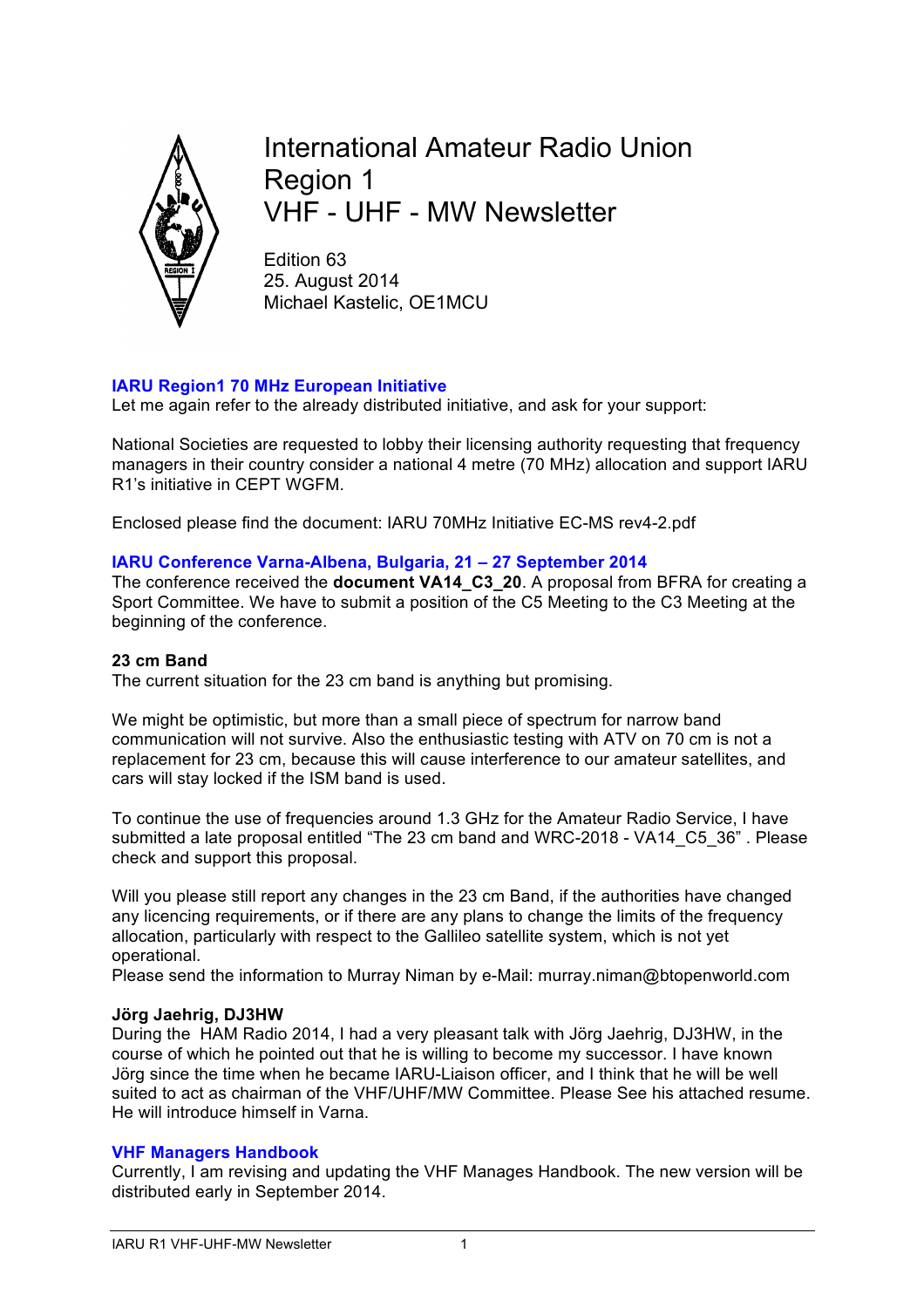# International Amateur Radio Union Region 1 VHF - UHF - MW Newsletter

Edition 63
25. August 2014
Michael Kastelic, OE1MCU

## IARU Region1 70 MHz European Initiative

Let me again refer to the already distributed initiative, and ask for your support:

National Societies are requested to lobby their licensing authority requesting that frequency managers in their country consider a national 4 metre (70 MHz) allocation and support IARU R1's initiative in CEPT WGFM.

Enclosed please find the document: IARU 70MHz Initiative EC-MS rev4-2.pdf

## IARU Conference Varna-Albena, Bulgaria, 21 – 27 September 2014

The conference received the **document VA14_C3_20**. A proposal from BFRA for creating a Sport Committee. We have to submit a position of the C5 Meeting to the C3 Meeting at the beginning of the conference.

### 23 cm Band

The current situation for the 23 cm band is anything but promising.

We might be optimistic, but more than a small piece of spectrum for narrow band communication will not survive. Also the enthusiastic testing with ATV on 70 cm is not a replacement for 23 cm, because this will cause interference to our amateur satellites, and cars will stay locked if the ISM band is used.

To continue the use of frequencies around 1.3 GHz for the Amateur Radio Service, I have submitted a late proposal entitled "The 23 cm band and WRC-2018 - VA14_C5_36" . Please check and support this proposal.

Will you please still report any changes in the 23 cm Band, if the authorities have changed any licencing requirements, or if there are any plans to change the limits of the frequency allocation, particularly with respect to the Gallileo satellite system, which is not yet operational.
Please send the information to Murray Niman by e-Mail: murray.niman@btopenworld.com

### Jörg Jaehrig, DJ3HW

During the HAM Radio 2014, I had a very pleasant talk with Jörg Jaehrig, DJ3HW, in the course of which he pointed out that he is willing to become my successor. I have known Jörg since the time when he became IARU-Liaison officer, and I think that he will be well suited to act as chairman of the VHF/UHF/MW Committee. Please See his attached resume. He will introduce himself in Varna.

## VHF Managers Handbook

Currently, I am revising and updating the VHF Manages Handbook. The new version will be distributed early in September 2014.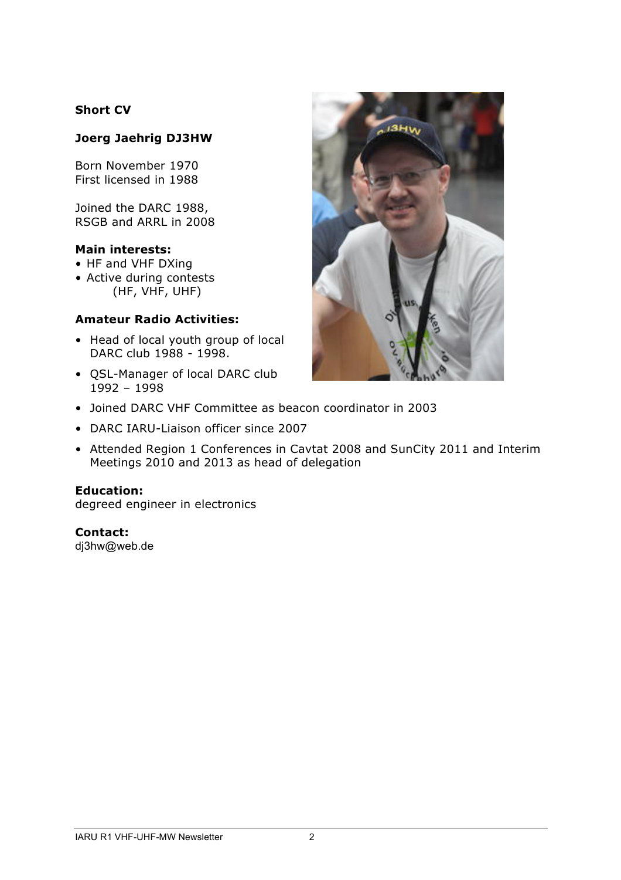## Short CV

### Joerg Jaehrig DJ3HW

Born November 1970
First licensed in 1988

Joined the DARC 1988,
RSGB and ARRL in 2008

**Main interests:**

- HF and VHF DXing
- Active during contests (HF, VHF, UHF)

**Amateur Radio Activities:**

- Head of local youth group of local DARC club 1988 - 1998.
- QSL-Manager of local DARC club 1992 – 1998
- Joined DARC VHF Committee as beacon coordinator in 2003
- DARC IARU-Liaison officer since 2007
- Attended Region 1 Conferences in Cavtat 2008 and SunCity 2011 and Interim Meetings 2010 and 2013 as head of delegation

**Education:**
degreed engineer in electronics

**Contact:**
dj3hw@web.de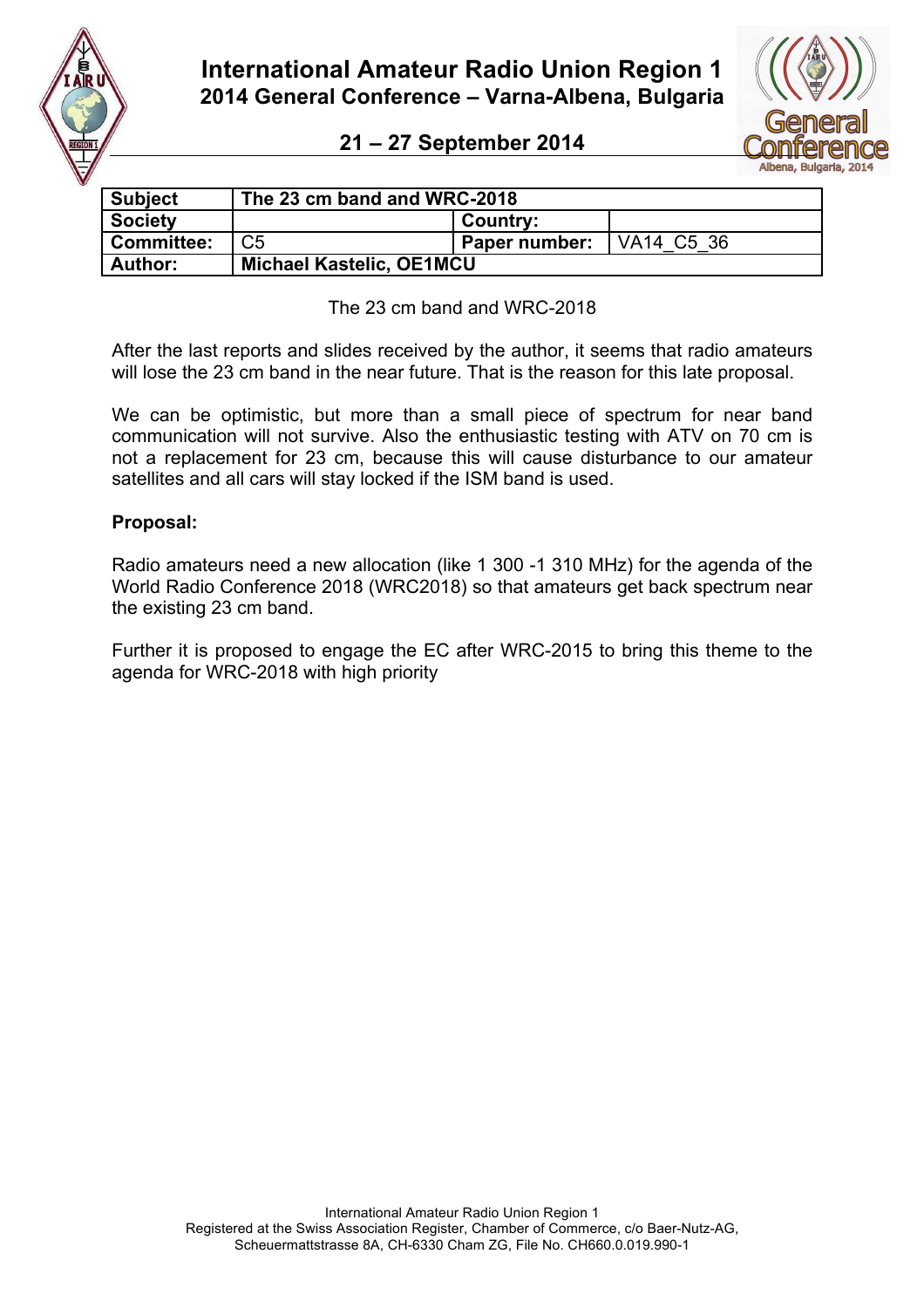# International Amateur Radio Union Region 1
## 2014 General Conference – Varna-Albena, Bulgaria
### 21 – 27 September 2014

| Subject | The 23 cm band and WRC-2018 | | |
|---|---|---|---|
| Society | | Country: | |
| Committee: | C5 | Paper number: | VA14_C5_36 |
| Author: | Michael Kastelic, OE1MCU | | |

The 23 cm band and WRC-2018

After the last reports and slides received by the author, it seems that radio amateurs will lose the 23 cm band in the near future. That is the reason for this late proposal.

We can be optimistic, but more than a small piece of spectrum for near band communication will not survive. Also the enthusiastic testing with ATV on 70 cm is not a replacement for 23 cm, because this will cause disturbance to our amateur satellites and all cars will stay locked if the ISM band is used.

**Proposal:**

Radio amateurs need a new allocation (like 1 300 -1 310 MHz) for the agenda of the World Radio Conference 2018 (WRC2018) so that amateurs get back spectrum near the existing 23 cm band.

Further it is proposed to engage the EC after WRC-2015 to bring this theme to the agenda for WRC-2018 with high priority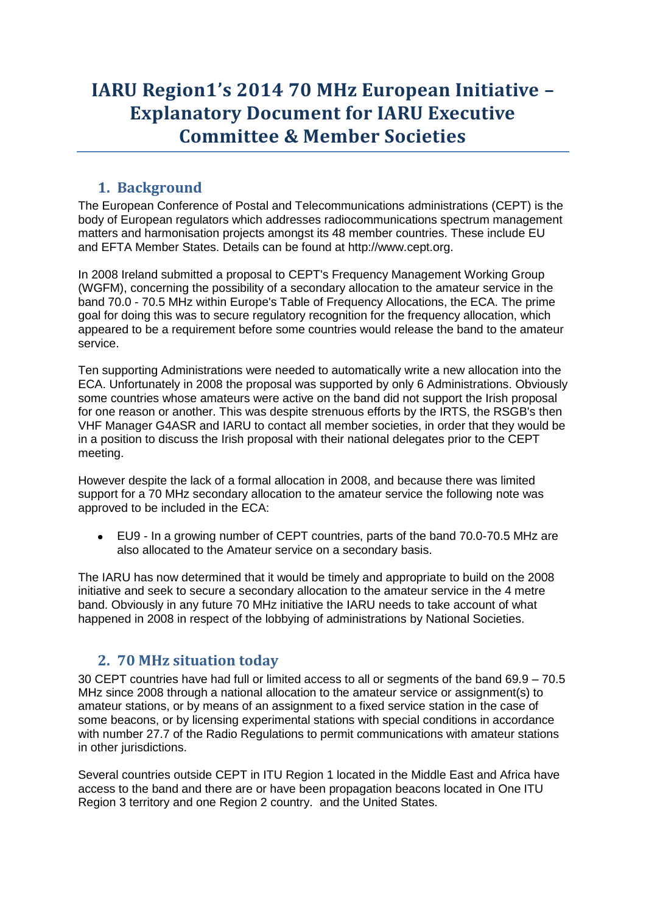# IARU Region1's 2014 70 MHz European Initiative – Explanatory Document for IARU Executive Committee & Member Societies

## 1. Background

The European Conference of Postal and Telecommunications administrations (CEPT) is the body of European regulators which addresses radiocommunications spectrum management matters and harmonisation projects amongst its 48 member countries. These include EU and EFTA Member States. Details can be found at http://www.cept.org.

In 2008 Ireland submitted a proposal to CEPT's Frequency Management Working Group (WGFM), concerning the possibility of a secondary allocation to the amateur service in the band 70.0 - 70.5 MHz within Europe's Table of Frequency Allocations, the ECA. The prime goal for doing this was to secure regulatory recognition for the frequency allocation, which appeared to be a requirement before some countries would release the band to the amateur service.

Ten supporting Administrations were needed to automatically write a new allocation into the ECA. Unfortunately in 2008 the proposal was supported by only 6 Administrations. Obviously some countries whose amateurs were active on the band did not support the Irish proposal for one reason or another. This was despite strenuous efforts by the IRTS, the RSGB's then VHF Manager G4ASR and IARU to contact all member societies, in order that they would be in a position to discuss the Irish proposal with their national delegates prior to the CEPT meeting.

However despite the lack of a formal allocation in 2008, and because there was limited support for a 70 MHz secondary allocation to the amateur service the following note was approved to be included in the ECA:

- EU9 - In a growing number of CEPT countries, parts of the band 70.0-70.5 MHz are also allocated to the Amateur service on a secondary basis.

The IARU has now determined that it would be timely and appropriate to build on the 2008 initiative and seek to secure a secondary allocation to the amateur service in the 4 metre band. Obviously in any future 70 MHz initiative the IARU needs to take account of what happened in 2008 in respect of the lobbying of administrations by National Societies.

## 2. 70 MHz situation today

30 CEPT countries have had full or limited access to all or segments of the band 69.9 – 70.5 MHz since 2008 through a national allocation to the amateur service or assignment(s) to amateur stations, or by means of an assignment to a fixed service station in the case of some beacons, or by licensing experimental stations with special conditions in accordance with number 27.7 of the Radio Regulations to permit communications with amateur stations in other jurisdictions.

Several countries outside CEPT in ITU Region 1 located in the Middle East and Africa have access to the band and there are or have been propagation beacons located in One ITU Region 3 territory and one Region 2 country. and the United States.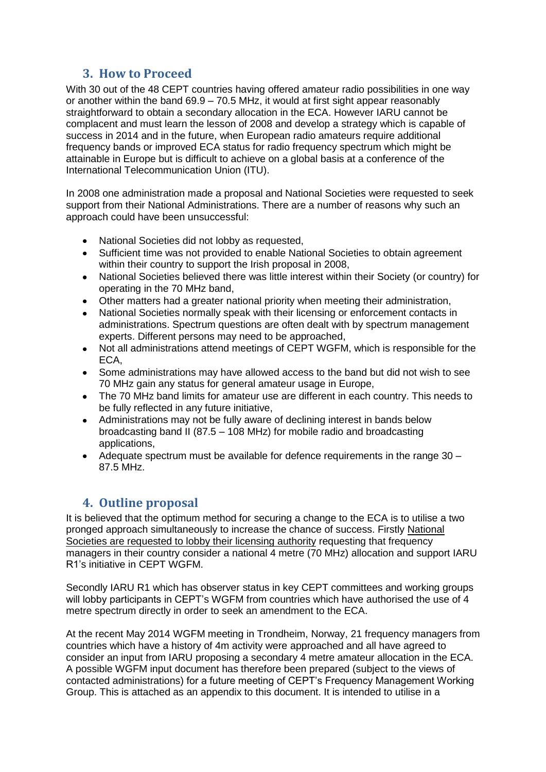## 3. How to Proceed

With 30 out of the 48 CEPT countries having offered amateur radio possibilities in one way or another within the band 69.9 – 70.5 MHz, it would at first sight appear reasonably straightforward to obtain a secondary allocation in the ECA. However IARU cannot be complacent and must learn the lesson of 2008 and develop a strategy which is capable of success in 2014 and in the future, when European radio amateurs require additional frequency bands or improved ECA status for radio frequency spectrum which might be attainable in Europe but is difficult to achieve on a global basis at a conference of the International Telecommunication Union (ITU).

In 2008 one administration made a proposal and National Societies were requested to seek support from their National Administrations. There are a number of reasons why such an approach could have been unsuccessful:

- National Societies did not lobby as requested,
- Sufficient time was not provided to enable National Societies to obtain agreement within their country to support the Irish proposal in 2008,
- National Societies believed there was little interest within their Society (or country) for operating in the 70 MHz band,
- Other matters had a greater national priority when meeting their administration,
- National Societies normally speak with their licensing or enforcement contacts in administrations. Spectrum questions are often dealt with by spectrum management experts. Different persons may need to be approached,
- Not all administrations attend meetings of CEPT WGFM, which is responsible for the ECA,
- Some administrations may have allowed access to the band but did not wish to see 70 MHz gain any status for general amateur usage in Europe,
- The 70 MHz band limits for amateur use are different in each country. This needs to be fully reflected in any future initiative,
- Administrations may not be fully aware of declining interest in bands below broadcasting band II (87.5 – 108 MHz) for mobile radio and broadcasting applications,
- Adequate spectrum must be available for defence requirements in the range 30 – 87.5 MHz.

## 4. Outline proposal

It is believed that the optimum method for securing a change to the ECA is to utilise a two pronged approach simultaneously to increase the chance of success. Firstly National Societies are requested to lobby their licensing authority requesting that frequency managers in their country consider a national 4 metre (70 MHz) allocation and support IARU R1's initiative in CEPT WGFM.

Secondly IARU R1 which has observer status in key CEPT committees and working groups will lobby participants in CEPT's WGFM from countries which have authorised the use of 4 metre spectrum directly in order to seek an amendment to the ECA.

At the recent May 2014 WGFM meeting in Trondheim, Norway, 21 frequency managers from countries which have a history of 4m activity were approached and all have agreed to consider an input from IARU proposing a secondary 4 metre amateur allocation in the ECA. A possible WGFM input document has therefore been prepared (subject to the views of contacted administrations) for a future meeting of CEPT's Frequency Management Working Group. This is attached as an appendix to this document. It is intended to utilise in a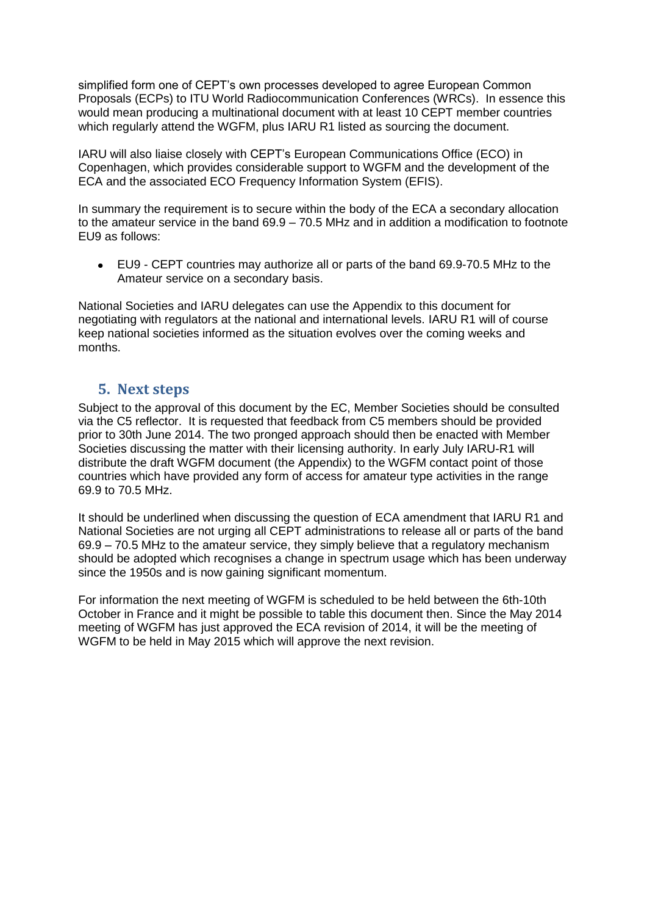simplified form one of CEPT's own processes developed to agree European Common Proposals (ECPs) to ITU World Radiocommunication Conferences (WRCs). In essence this would mean producing a multinational document with at least 10 CEPT member countries which regularly attend the WGFM, plus IARU R1 listed as sourcing the document.

IARU will also liaise closely with CEPT's European Communications Office (ECO) in Copenhagen, which provides considerable support to WGFM and the development of the ECA and the associated ECO Frequency Information System (EFIS).

In summary the requirement is to secure within the body of the ECA a secondary allocation to the amateur service in the band 69.9 – 70.5 MHz and in addition a modification to footnote EU9 as follows:

- EU9 - CEPT countries may authorize all or parts of the band 69.9-70.5 MHz to the Amateur service on a secondary basis.

National Societies and IARU delegates can use the Appendix to this document for negotiating with regulators at the national and international levels. IARU R1 will of course keep national societies informed as the situation evolves over the coming weeks and months.

## 5. Next steps

Subject to the approval of this document by the EC, Member Societies should be consulted via the C5 reflector. It is requested that feedback from C5 members should be provided prior to 30th June 2014. The two pronged approach should then be enacted with Member Societies discussing the matter with their licensing authority. In early July IARU-R1 will distribute the draft WGFM document (the Appendix) to the WGFM contact point of those countries which have provided any form of access for amateur type activities in the range 69.9 to 70.5 MHz.

It should be underlined when discussing the question of ECA amendment that IARU R1 and National Societies are not urging all CEPT administrations to release all or parts of the band 69.9 – 70.5 MHz to the amateur service, they simply believe that a regulatory mechanism should be adopted which recognises a change in spectrum usage which has been underway since the 1950s and is now gaining significant momentum.

For information the next meeting of WGFM is scheduled to be held between the 6th-10th October in France and it might be possible to table this document then. Since the May 2014 meeting of WGFM has just approved the ECA revision of 2014, it will be the meeting of WGFM to be held in May 2015 which will approve the next revision.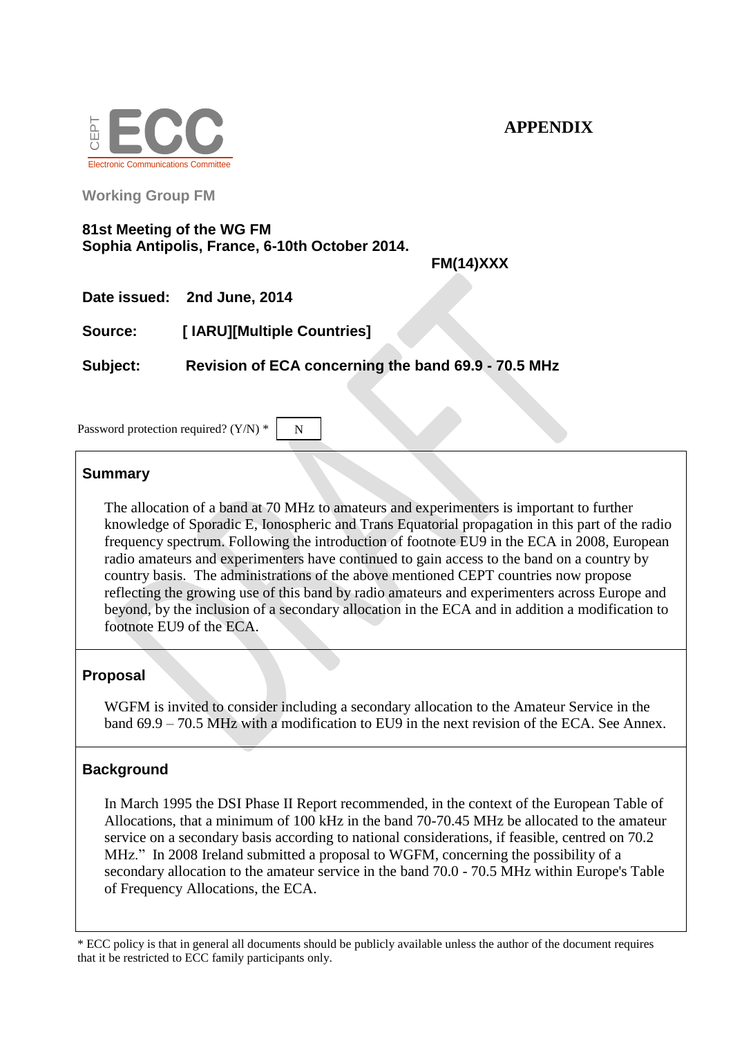CEPT ECC
Electronic Communications Committee

**APPENDIX**

**Working Group FM**

**81st Meeting of the WG FM**
**Sophia Antipolis, France, 6-10th October 2014.**

**FM(14)XXX**

**Date issued:** **2nd June, 2014**

**Source:** **[ IARU][Multiple Countries]**

**Subject:** **Revision of ECA concerning the band 69.9 - 70.5 MHz**

Password protection required? (Y/N) * N

## Summary

The allocation of a band at 70 MHz to amateurs and experimenters is important to further knowledge of Sporadic E, Ionospheric and Trans Equatorial propagation in this part of the radio frequency spectrum. Following the introduction of footnote EU9 in the ECA in 2008, European radio amateurs and experimenters have continued to gain access to the band on a country by country basis. The administrations of the above mentioned CEPT countries now propose reflecting the growing use of this band by radio amateurs and experimenters across Europe and beyond, by the inclusion of a secondary allocation in the ECA and in addition a modification to footnote EU9 of the ECA.

## Proposal

WGFM is invited to consider including a secondary allocation to the Amateur Service in the band 69.9 – 70.5 MHz with a modification to EU9 in the next revision of the ECA. See Annex.

## Background

In March 1995 the DSI Phase II Report recommended, in the context of the European Table of Allocations, that a minimum of 100 kHz in the band 70-70.45 MHz be allocated to the amateur service on a secondary basis according to national considerations, if feasible, centred on 70.2 MHz." In 2008 Ireland submitted a proposal to WGFM, concerning the possibility of a secondary allocation to the amateur service in the band 70.0 - 70.5 MHz within Europe's Table of Frequency Allocations, the ECA.

* ECC policy is that in general all documents should be publicly available unless the author of the document requires that it be restricted to ECC family participants only.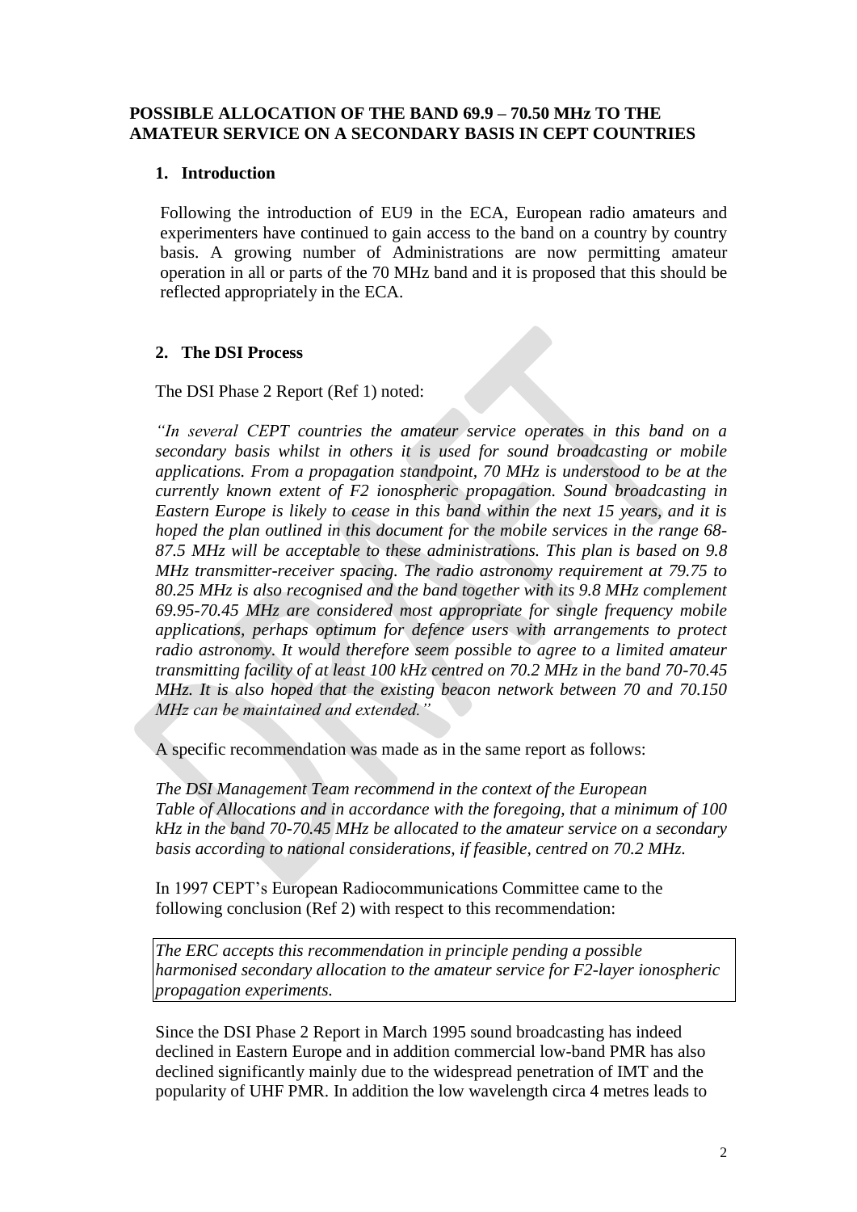**POSSIBLE ALLOCATION OF THE BAND 69.9 – 70.50 MHz TO THE AMATEUR SERVICE ON A SECONDARY BASIS IN CEPT COUNTRIES**

## 1. Introduction

Following the introduction of EU9 in the ECA, European radio amateurs and experimenters have continued to gain access to the band on a country by country basis. A growing number of Administrations are now permitting amateur operation in all or parts of the 70 MHz band and it is proposed that this should be reflected appropriately in the ECA.

## 2. The DSI Process

The DSI Phase 2 Report (Ref 1) noted:

*"In several CEPT countries the amateur service operates in this band on a secondary basis whilst in others it is used for sound broadcasting or mobile applications. From a propagation standpoint, 70 MHz is understood to be at the currently known extent of F2 ionospheric propagation. Sound broadcasting in Eastern Europe is likely to cease in this band within the next 15 years, and it is hoped the plan outlined in this document for the mobile services in the range 68-87.5 MHz will be acceptable to these administrations. This plan is based on 9.8 MHz transmitter-receiver spacing. The radio astronomy requirement at 79.75 to 80.25 MHz is also recognised and the band together with its 9.8 MHz complement 69.95-70.45 MHz are considered most appropriate for single frequency mobile applications, perhaps optimum for defence users with arrangements to protect radio astronomy. It would therefore seem possible to agree to a limited amateur transmitting facility of at least 100 kHz centred on 70.2 MHz in the band 70-70.45 MHz. It is also hoped that the existing beacon network between 70 and 70.150 MHz can be maintained and extended."*

A specific recommendation was made as in the same report as follows:

*The DSI Management Team recommend in the context of the European Table of Allocations and in accordance with the foregoing, that a minimum of 100 kHz in the band 70-70.45 MHz be allocated to the amateur service on a secondary basis according to national considerations, if feasible, centred on 70.2 MHz.*

In 1997 CEPT's European Radiocommunications Committee came to the following conclusion (Ref 2) with respect to this recommendation:

*The ERC accepts this recommendation in principle pending a possible harmonised secondary allocation to the amateur service for F2-layer ionospheric propagation experiments.*

Since the DSI Phase 2 Report in March 1995 sound broadcasting has indeed declined in Eastern Europe and in addition commercial low-band PMR has also declined significantly mainly due to the widespread penetration of IMT and the popularity of UHF PMR. In addition the low wavelength circa 4 metres leads to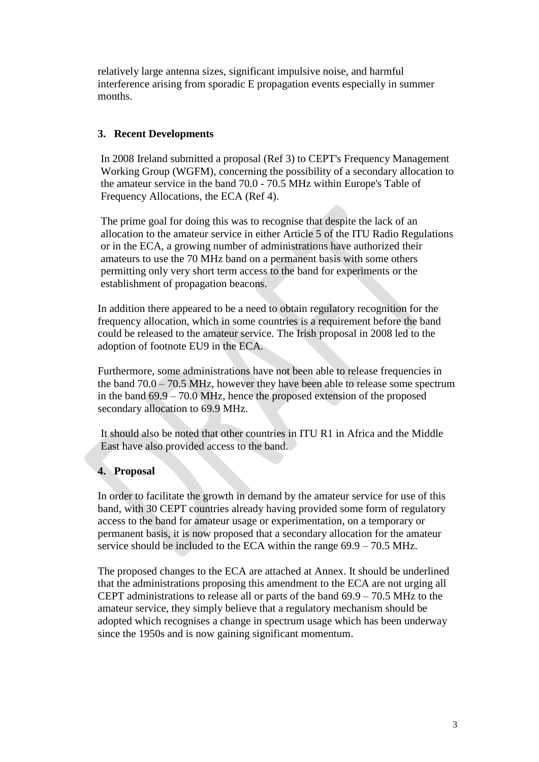relatively large antenna sizes, significant impulsive noise, and harmful interference arising from sporadic E propagation events especially in summer months.

## 3. Recent Developments

In 2008 Ireland submitted a proposal (Ref 3) to CEPT's Frequency Management Working Group (WGFM), concerning the possibility of a secondary allocation to the amateur service in the band 70.0 - 70.5 MHz within Europe's Table of Frequency Allocations, the ECA (Ref 4).

The prime goal for doing this was to recognise that despite the lack of an allocation to the amateur service in either Article 5 of the ITU Radio Regulations or in the ECA, a growing number of administrations have authorized their amateurs to use the 70 MHz band on a permanent basis with some others permitting only very short term access to the band for experiments or the establishment of propagation beacons.

In addition there appeared to be a need to obtain regulatory recognition for the frequency allocation, which in some countries is a requirement before the band could be released to the amateur service. The Irish proposal in 2008 led to the adoption of footnote EU9 in the ECA.

Furthermore, some administrations have not been able to release frequencies in the band 70.0 – 70.5 MHz, however they have been able to release some spectrum in the band 69.9 – 70.0 MHz, hence the proposed extension of the proposed secondary allocation to 69.9 MHz.

It should also be noted that other countries in ITU R1 in Africa and the Middle East have also provided access to the band.

## 4. Proposal

In order to facilitate the growth in demand by the amateur service for use of this band, with 30 CEPT countries already having provided some form of regulatory access to the band for amateur usage or experimentation, on a temporary or permanent basis, it is now proposed that a secondary allocation for the amateur service should be included to the ECA within the range 69.9 – 70.5 MHz.

The proposed changes to the ECA are attached at Annex. It should be underlined that the administrations proposing this amendment to the ECA are not urging all CEPT administrations to release all or parts of the band 69.9 – 70.5 MHz to the amateur service, they simply believe that a regulatory mechanism should be adopted which recognises a change in spectrum usage which has been underway since the 1950s and is now gaining significant momentum.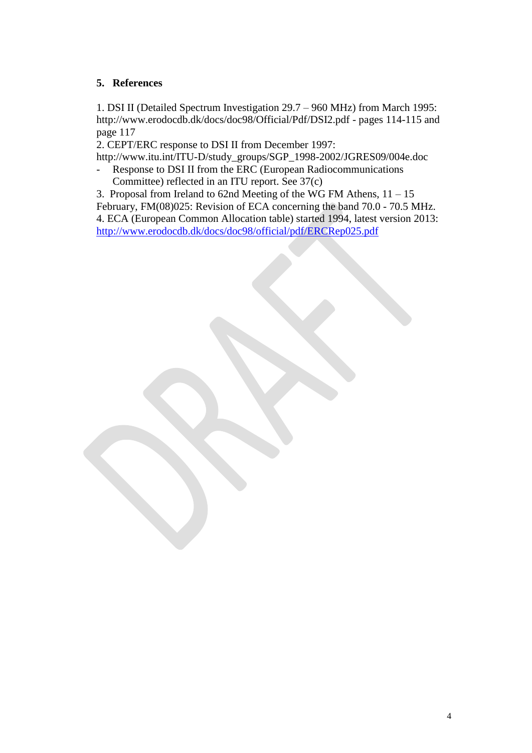## 5. References

1. DSI II (Detailed Spectrum Investigation 29.7 – 960 MHz) from March 1995: http://www.erodocdb.dk/docs/doc98/Official/Pdf/DSI2.pdf - pages 114-115 and page 117
2. CEPT/ERC response to DSI II from December 1997: http://www.itu.int/ITU-D/study_groups/SGP_1998-2002/JGRES09/004e.doc
   - Response to DSI II from the ERC (European Radiocommunications Committee) reflected in an ITU report. See 37(c)
3. Proposal from Ireland to 62nd Meeting of the WG FM Athens, 11 – 15 February, FM(08)025: Revision of ECA concerning the band 70.0 - 70.5 MHz.
4. ECA (European Common Allocation table) started 1994, latest version 2013: http://www.erodocdb.dk/docs/doc98/official/pdf/ERCRep025.pdf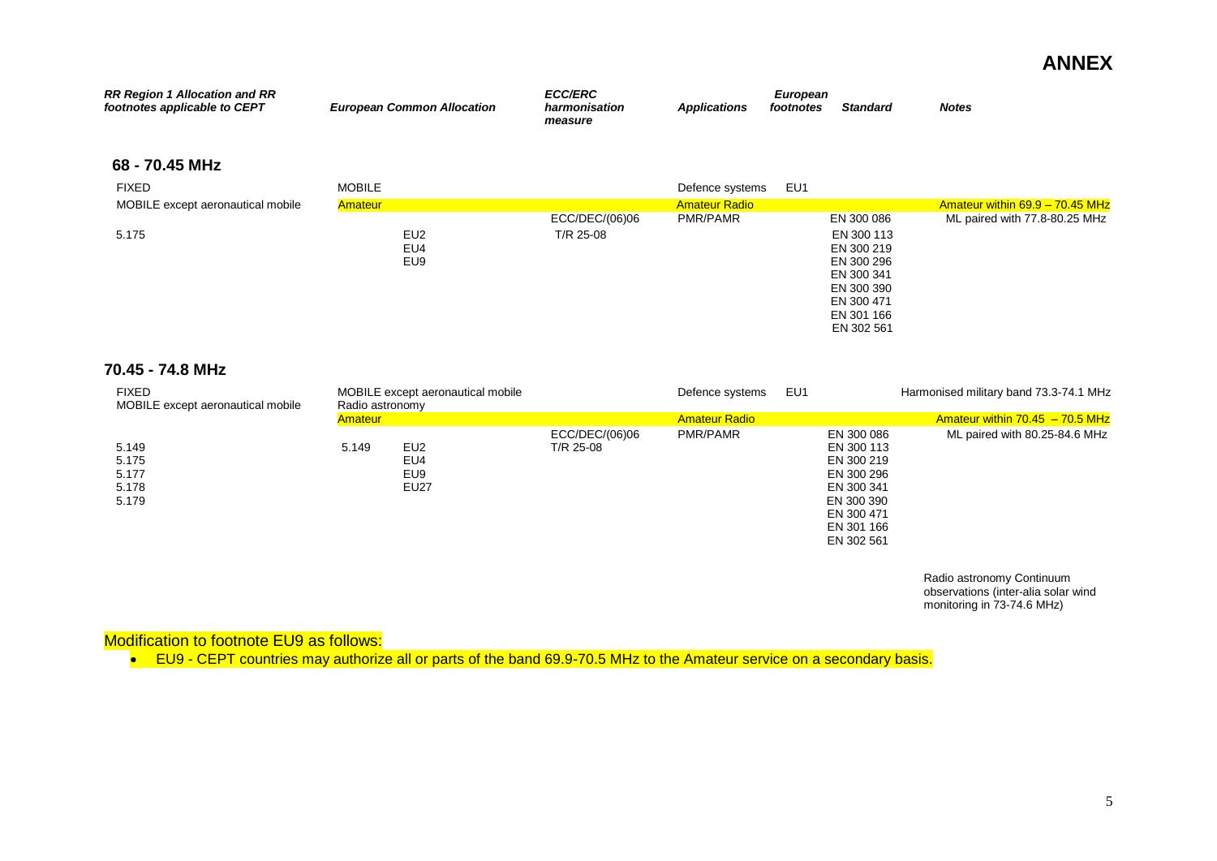# ANNEX

| *RR Region 1 Allocation and RR footnotes applicable to CEPT* | *European Common Allocation* | | *ECC/ERC harmonisation measure* | *Applications* | *European footnotes* | *Standard* | *Notes* |
|---|---|---|---|---|---|---|---|
| **68 - 70.45 MHz** | | | | | | | |
| FIXED | MOBILE | | | Defence systems | EU1 | | |
| MOBILE except aeronautical mobile | Amateur | | | Amateur Radio | | | Amateur within 69.9 – 70.45 MHz |
| | | | ECC/DEC/(06)06 | PMR/PAMR | | EN 300 086 | ML paired with 77.8-80.25 MHz |
| 5.175 | | EU2<br>EU4<br>EU9 | T/R 25-08 | | | EN 300 113<br>EN 300 219<br>EN 300 296<br>EN 300 341<br>EN 300 390<br>EN 300 471<br>EN 301 166<br>EN 302 561 | |
| **70.45 - 74.8 MHz** | | | | | | | |
| FIXED<br>MOBILE except aeronautical mobile | MOBILE except aeronautical mobile<br>Radio astronomy | | | Defence systems | EU1 | | Harmonised military band 73.3-74.1 MHz |
| | Amateur | | | Amateur Radio | | | Amateur within 70.45 – 70.5 MHz |
| 5.149<br>5.175<br>5.177<br>5.178<br>5.179 | 5.149 | EU2<br>EU4<br>EU9<br>EU27 | ECC/DEC/(06)06<br>T/R 25-08 | PMR/PAMR | | EN 300 086<br>EN 300 113<br>EN 300 219<br>EN 300 296<br>EN 300 341<br>EN 300 390<br>EN 300 471<br>EN 301 166<br>EN 302 561 | ML paired with 80.25-84.6 MHz |
| | | | | | | | Radio astronomy Continuum observations (inter-alia solar wind monitoring in 73-74.6 MHz) |

Modification to footnote EU9 as follows:

- EU9 - CEPT countries may authorize all or parts of the band 69.9-70.5 MHz to the Amateur service on a secondary basis.